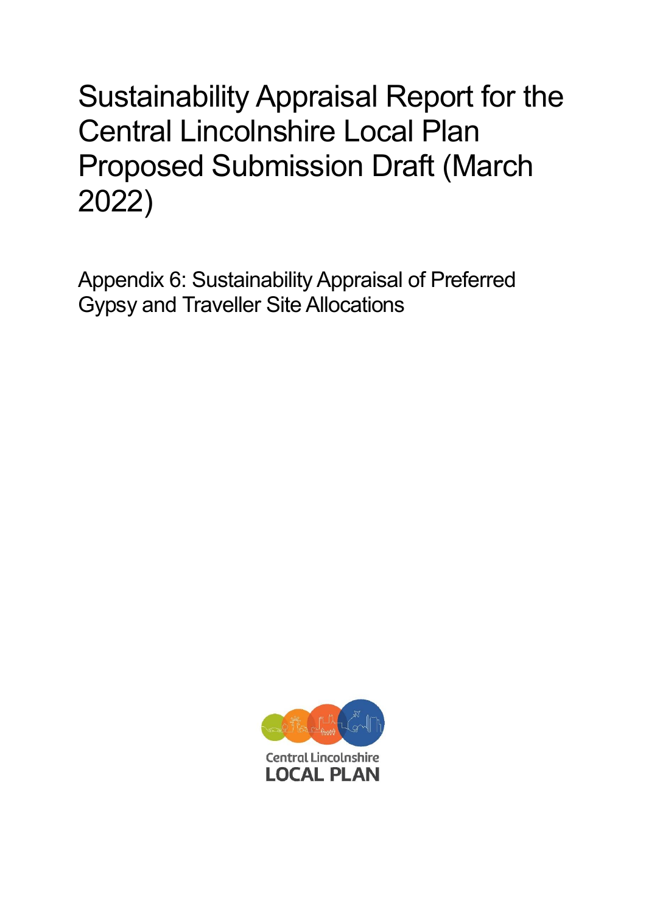# Sustainability Appraisal Report for the Central Lincolnshire Local Plan Proposed Submission Draft (March 2022)

## Appendix 6: Sustainability Appraisal of Preferred Gypsy and Traveller Site Allocations

Central Lincolnshire
LOCAL PLAN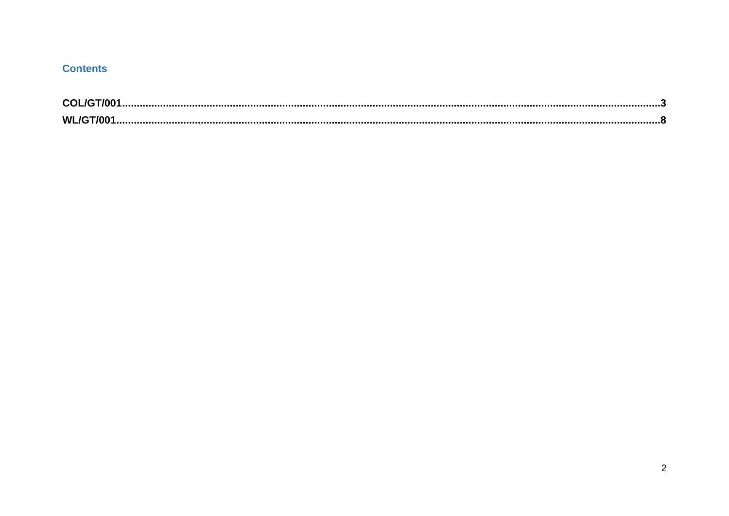## Contents

**COL/GT/001.......................................................................................................................................................................3**

**WL/GT/001.........................................................................................................................................................................8**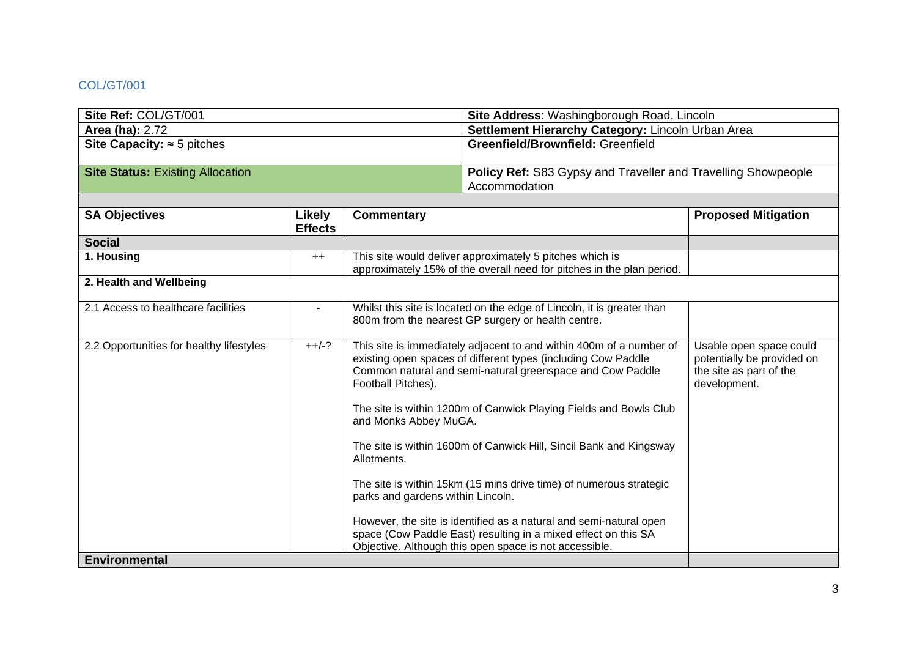## COL/GT/001

| **Site Ref:** COL/GT/001 | **Site Address**: Washingborough Road, Lincoln |
|---|---|
| **Area (ha):** 2.72 | **Settlement Hierarchy Category:** Lincoln Urban Area |
| **Site Capacity:** ≈ 5 pitches | **Greenfield/Brownfield:** Greenfield |
| **Site Status:** Existing Allocation | **Policy Ref:** S83 Gypsy and Traveller and Travelling Showpeople Accommodation |

| **SA Objectives** | **Likely Effects** | **Commentary** | **Proposed Mitigation** |
|---|---|---|---|
| **Social** | | | |
| **1. Housing** | ++ | This site would deliver approximately 5 pitches which is approximately 15% of the overall need for pitches in the plan period. | |
| **2. Health and Wellbeing** | | | |
| 2.1 Access to healthcare facilities | - | Whilst this site is located on the edge of Lincoln, it is greater than 800m from the nearest GP surgery or health centre. | |
| 2.2 Opportunities for healthy lifestyles | ++/-? | This site is immediately adjacent to and within 400m of a number of existing open spaces of different types (including Cow Paddle Common natural and semi-natural greenspace and Cow Paddle Football Pitches).<br><br>The site is within 1200m of Canwick Playing Fields and Bowls Club and Monks Abbey MuGA.<br><br>The site is within 1600m of Canwick Hill, Sincil Bank and Kingsway Allotments.<br><br>The site is within 15km (15 mins drive time) of numerous strategic parks and gardens within Lincoln.<br><br>However, the site is identified as a natural and semi-natural open space (Cow Paddle East) resulting in a mixed effect on this SA Objective. Although this open space is not accessible. | Usable open space could potentially be provided on the site as part of the development. |
| **Environmental** | | | |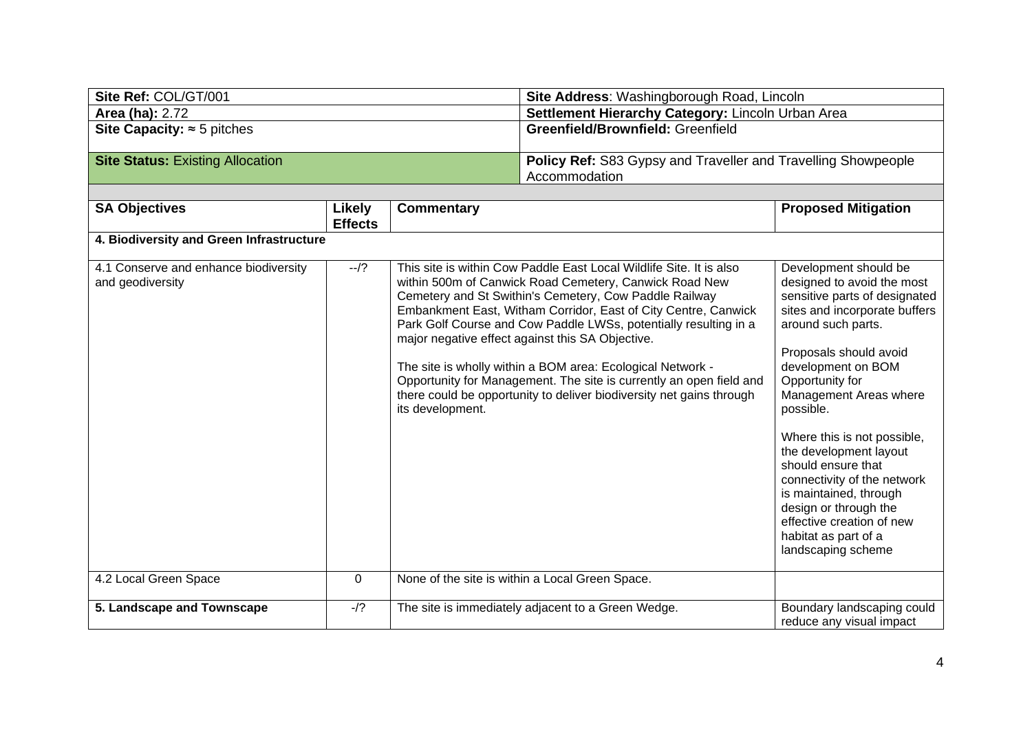| Site Ref: COL/GT/001 | | | Site Address: Washingborough Road, Lincoln | |
|---|---|---|---|---|
| **Area (ha):** 2.72 | | | **Settlement Hierarchy Category:** Lincoln Urban Area | |
| **Site Capacity:** ≈ 5 pitches | | | **Greenfield/Brownfield:** Greenfield | |
| **Site Status:** Existing Allocation | | | **Policy Ref:** S83 Gypsy and Traveller and Travelling Showpeople Accommodation | |

| SA Objectives | Likely Effects | Commentary | Proposed Mitigation |
|---|---|---|---|
| **4. Biodiversity and Green Infrastructure** | | | |
| 4.1 Conserve and enhance biodiversity and geodiversity | --/? | This site is within Cow Paddle East Local Wildlife Site. It is also within 500m of Canwick Road Cemetery, Canwick Road New Cemetery and St Swithin's Cemetery, Cow Paddle Railway Embankment East, Witham Corridor, East of City Centre, Canwick Park Golf Course and Cow Paddle LWSs, potentially resulting in a major negative effect against this SA Objective.<br><br>The site is wholly within a BOM area: Ecological Network - Opportunity for Management. The site is currently an open field and there could be opportunity to deliver biodiversity net gains through its development. | Development should be designed to avoid the most sensitive parts of designated sites and incorporate buffers around such parts.<br><br>Proposals should avoid development on BOM Opportunity for Management Areas where possible.<br><br>Where this is not possible, the development layout should ensure that connectivity of the network is maintained, through design or through the effective creation of new habitat as part of a landscaping scheme |
| 4.2 Local Green Space | 0 | None of the site is within a Local Green Space. | |
| **5. Landscape and Townscape** | -/? | The site is immediately adjacent to a Green Wedge. | Boundary landscaping could reduce any visual impact |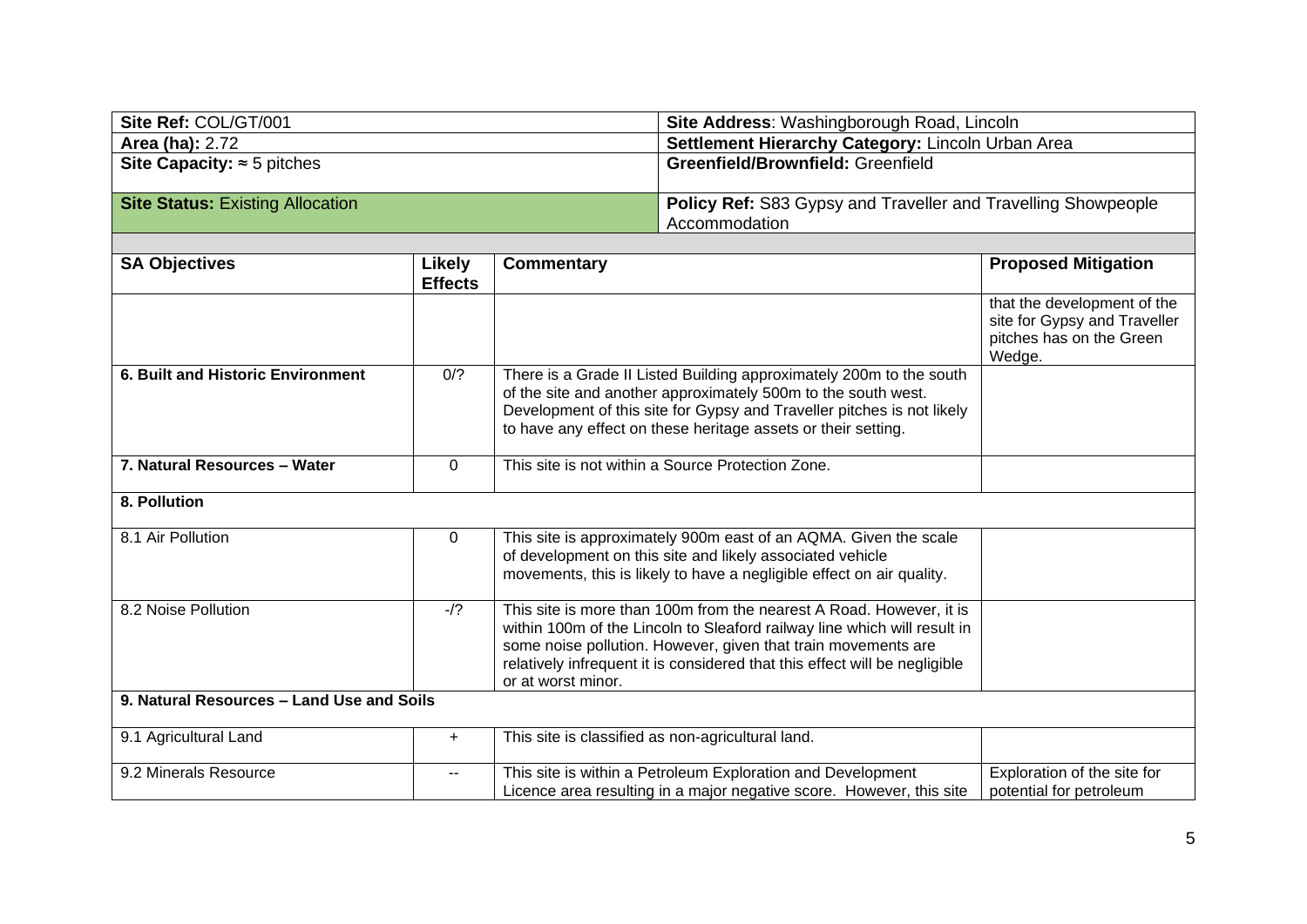| **Site Ref:** COL/GT/001 | **Site Address**: Washingborough Road, Lincoln |
|---|---|
| **Area (ha):** 2.72 | **Settlement Hierarchy Category:** Lincoln Urban Area |
| **Site Capacity:** ≈ 5 pitches | **Greenfield/Brownfield:** Greenfield |
| **Site Status:** Existing Allocation | **Policy Ref:** S83 Gypsy and Traveller and Travelling Showpeople Accommodation |

| **SA Objectives** | **Likely Effects** | **Commentary** | **Proposed Mitigation** |
|---|---|---|---|
| | | | that the development of the site for Gypsy and Traveller pitches has on the Green Wedge. |
| **6. Built and Historic Environment** | 0/? | There is a Grade II Listed Building approximately 200m to the south of the site and another approximately 500m to the south west. Development of this site for Gypsy and Traveller pitches is not likely to have any effect on these heritage assets or their setting. | |
| **7. Natural Resources – Water** | 0 | This site is not within a Source Protection Zone. | |
| **8. Pollution** | | | |
| 8.1 Air Pollution | 0 | This site is approximately 900m east of an AQMA. Given the scale of development on this site and likely associated vehicle movements, this is likely to have a negligible effect on air quality. | |
| 8.2 Noise Pollution | -/? | This site is more than 100m from the nearest A Road. However, it is within 100m of the Lincoln to Sleaford railway line which will result in some noise pollution. However, given that train movements are relatively infrequent it is considered that this effect will be negligible or at worst minor. | |
| **9. Natural Resources – Land Use and Soils** | | | |
| 9.1 Agricultural Land | + | This site is classified as non-agricultural land. | |
| 9.2 Minerals Resource | -- | This site is within a Petroleum Exploration and Development Licence area resulting in a major negative score. However, this site | Exploration of the site for potential for petroleum |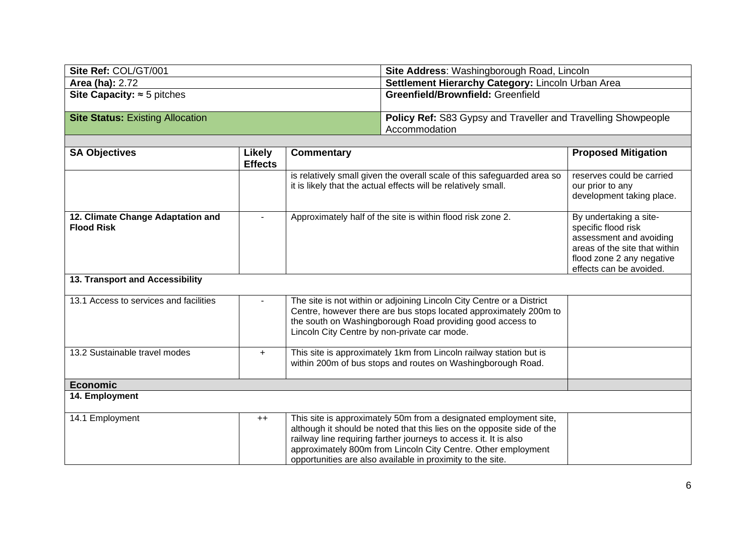| Site Ref: COL/GT/001 | | | Site Address: Washingborough Road, Lincoln |
|---|---|---|---|
| **Area (ha):** 2.72 | | | **Settlement Hierarchy Category:** Lincoln Urban Area |
| **Site Capacity:** ≈ 5 pitches | | | **Greenfield/Brownfield:** Greenfield |
| **Site Status:** Existing Allocation | | | **Policy Ref:** S83 Gypsy and Traveller and Travelling Showpeople Accommodation |

| SA Objectives | Likely Effects | Commentary | Proposed Mitigation |
|---|---|---|---|
| | | is relatively small given the overall scale of this safeguarded area so it is likely that the actual effects will be relatively small. | reserves could be carried our prior to any development taking place. |
| **12. Climate Change Adaptation and Flood Risk** | - | Approximately half of the site is within flood risk zone 2. | By undertaking a site-specific flood risk assessment and avoiding areas of the site that within flood zone 2 any negative effects can be avoided. |
| **13. Transport and Accessibility** | | | |
| 13.1 Access to services and facilities | - | The site is not within or adjoining Lincoln City Centre or a District Centre, however there are bus stops located approximately 200m to the south on Washingborough Road providing good access to Lincoln City Centre by non-private car mode. | |
| 13.2 Sustainable travel modes | + | This site is approximately 1km from Lincoln railway station but is within 200m of bus stops and routes on Washingborough Road. | |
| **Economic** | | | |
| **14. Employment** | | | |
| 14.1 Employment | ++ | This site is approximately 50m from a designated employment site, although it should be noted that this lies on the opposite side of the railway line requiring farther journeys to access it. It is also approximately 800m from Lincoln City Centre. Other employment opportunities are also available in proximity to the site. | |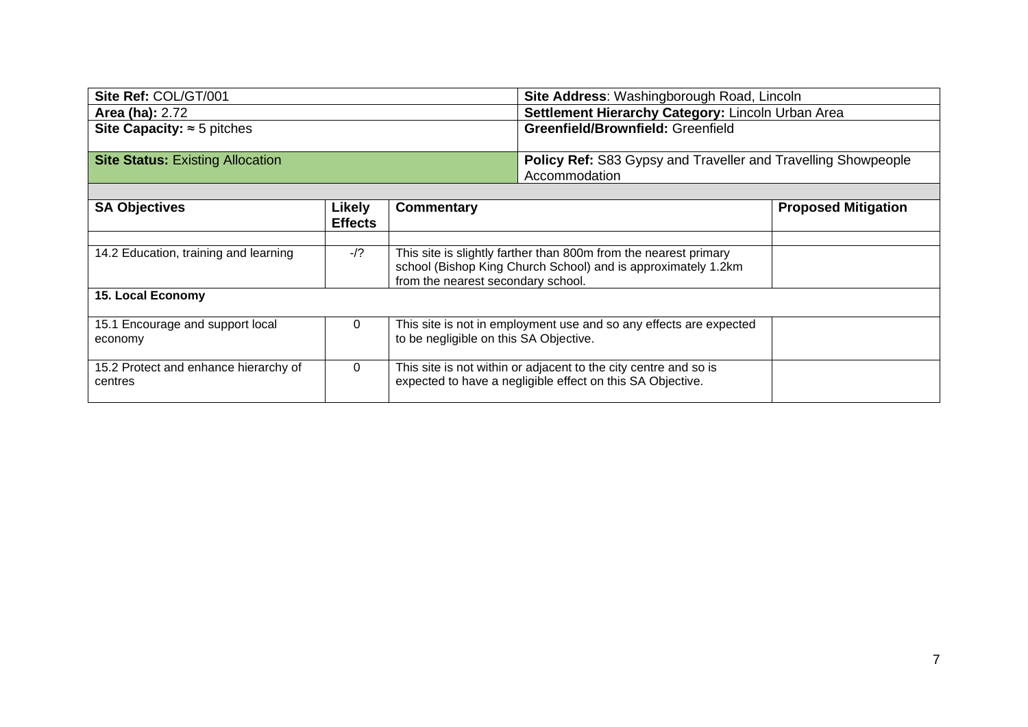| **Site Ref:** COL/GT/001 | | **Site Address**: Washingborough Road, Lincoln | |
|---|---|---|---|
| **Area (ha):** 2.72 | | **Settlement Hierarchy Category:** Lincoln Urban Area | |
| **Site Capacity:** ≈ 5 pitches | | **Greenfield/Brownfield:** Greenfield | |
| **Site Status:** Existing Allocation | | **Policy Ref:** S83 Gypsy and Traveller and Travelling Showpeople Accommodation | |

| **SA Objectives** | **Likely Effects** | **Commentary** | **Proposed Mitigation** |
|---|---|---|---|
| | | | |
| 14.2 Education, training and learning | -/? | This site is slightly farther than 800m from the nearest primary school (Bishop King Church School) and is approximately 1.2km from the nearest secondary school. | |
| **15. Local Economy** | | | |
| 15.1 Encourage and support local economy | 0 | This site is not in employment use and so any effects are expected to be negligible on this SA Objective. | |
| 15.2 Protect and enhance hierarchy of centres | 0 | This site is not within or adjacent to the city centre and so is expected to have a negligible effect on this SA Objective. | |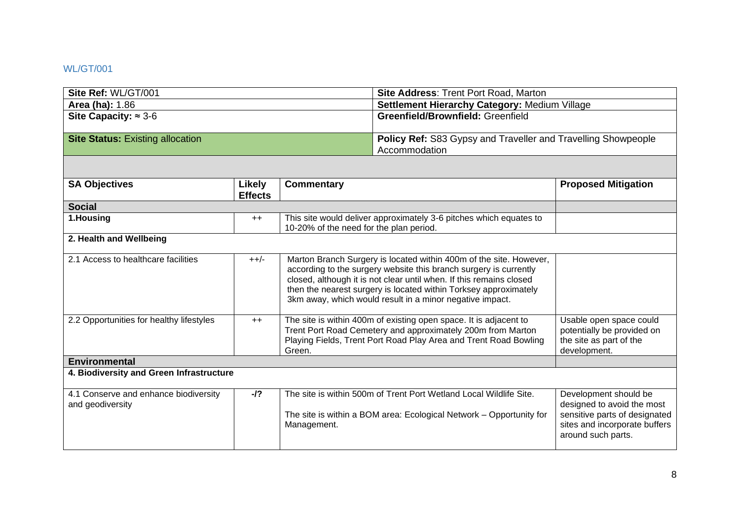## WL/GT/001

| **Site Ref:** WL/GT/001 | **Site Address**: Trent Port Road, Marton |
|---|---|
| **Area (ha):** 1.86 | **Settlement Hierarchy Category:** Medium Village |
| **Site Capacity:** ≈ 3-6 | **Greenfield/Brownfield:** Greenfield |
| **Site Status:** Existing allocation | **Policy Ref:** S83 Gypsy and Traveller and Travelling Showpeople Accommodation |

| SA Objectives | Likely Effects | Commentary | Proposed Mitigation |
|---|---|---|---|
| **Social** | | | |
| **1.Housing** | ++ | This site would deliver approximately 3-6 pitches which equates to 10-20% of the need for the plan period. | |
| **2. Health and Wellbeing** | | | |
| 2.1 Access to healthcare facilities | ++/- | Marton Branch Surgery is located within 400m of the site. However, according to the surgery website this branch surgery is currently closed, although it is not clear until when. If this remains closed then the nearest surgery is located within Torksey approximately 3km away, which would result in a minor negative impact. | |
| 2.2 Opportunities for healthy lifestyles | ++ | The site is within 400m of existing open space. It is adjacent to Trent Port Road Cemetery and approximately 200m from Marton Playing Fields, Trent Port Road Play Area and Trent Road Bowling Green. | Usable open space could potentially be provided on the site as part of the development. |
| **Environmental** | | | |
| **4. Biodiversity and Green Infrastructure** | | | |
| 4.1 Conserve and enhance biodiversity and geodiversity | **-/?** | The site is within 500m of Trent Port Wetland Local Wildlife Site.<br><br>The site is within a BOM area: Ecological Network – Opportunity for Management. | Development should be designed to avoid the most sensitive parts of designated sites and incorporate buffers around such parts. |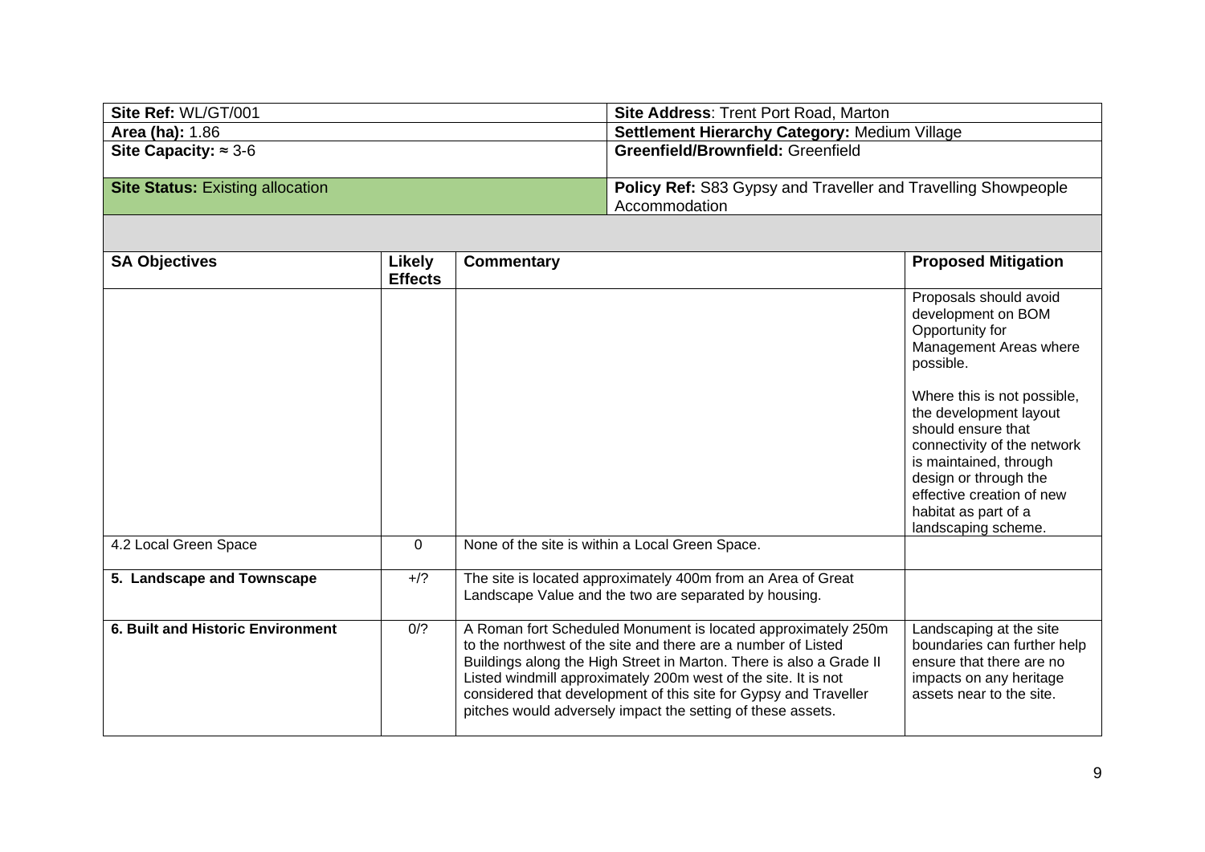| Site Ref: WL/GT/001 | Site Address: Trent Port Road, Marton |
|---|---|
| Area (ha): 1.86 | Settlement Hierarchy Category: Medium Village |
| Site Capacity: ≈ 3-6 | Greenfield/Brownfield: Greenfield |
| Site Status: Existing allocation | Policy Ref: S83 Gypsy and Traveller and Travelling Showpeople Accommodation |

| SA Objectives | Likely Effects | Commentary | Proposed Mitigation |
|---|---|---|---|
| | | | Proposals should avoid development on BOM Opportunity for Management Areas where possible.<br><br>Where this is not possible, the development layout should ensure that connectivity of the network is maintained, through design or through the effective creation of new habitat as part of a landscaping scheme. |
| 4.2 Local Green Space | 0 | None of the site is within a Local Green Space. | |
| **5. Landscape and Townscape** | +/? | The site is located approximately 400m from an Area of Great Landscape Value and the two are separated by housing. | |
| **6. Built and Historic Environment** | 0/? | A Roman fort Scheduled Monument is located approximately 250m to the northwest of the site and there are a number of Listed Buildings along the High Street in Marton. There is also a Grade II Listed windmill approximately 200m west of the site. It is not considered that development of this site for Gypsy and Traveller pitches would adversely impact the setting of these assets. | Landscaping at the site boundaries can further help ensure that there are no impacts on any heritage assets near to the site. |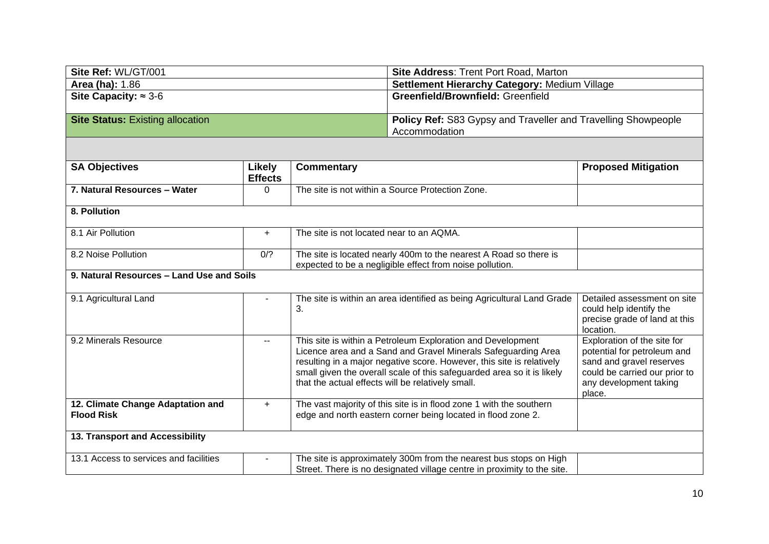| Site Ref: WL/GT/001 | | | Site Address: Trent Port Road, Marton |
|---|---|---|---|
| **Area (ha):** 1.86 | | | **Settlement Hierarchy Category:** Medium Village |
| **Site Capacity:** ≈ 3-6 | | | **Greenfield/Brownfield:** Greenfield |
| **Site Status:** Existing allocation | | | **Policy Ref:** S83 Gypsy and Traveller and Travelling Showpeople Accommodation |

| SA Objectives | Likely Effects | Commentary | Proposed Mitigation |
|---|---|---|---|
| **7. Natural Resources – Water** | 0 | The site is not within a Source Protection Zone. | |
| **8. Pollution** | | | |
| 8.1 Air Pollution | + | The site is not located near to an AQMA. | |
| 8.2 Noise Pollution | 0/? | The site is located nearly 400m to the nearest A Road so there is expected to be a negligible effect from noise pollution. | |
| **9. Natural Resources – Land Use and Soils** | | | |
| 9.1 Agricultural Land | - | The site is within an area identified as being Agricultural Land Grade 3. | Detailed assessment on site could help identify the precise grade of land at this location. |
| 9.2 Minerals Resource | -- | This site is within a Petroleum Exploration and Development Licence area and a Sand and Gravel Minerals Safeguarding Area resulting in a major negative score. However, this site is relatively small given the overall scale of this safeguarded area so it is likely that the actual effects will be relatively small. | Exploration of the site for potential for petroleum and sand and gravel reserves could be carried our prior to any development taking place. |
| **12. Climate Change Adaptation and Flood Risk** | + | The vast majority of this site is in flood zone 1 with the southern edge and north eastern corner being located in flood zone 2. | |
| **13. Transport and Accessibility** | | | |
| 13.1 Access to services and facilities | - | The site is approximately 300m from the nearest bus stops on High Street. There is no designated village centre in proximity to the site. | |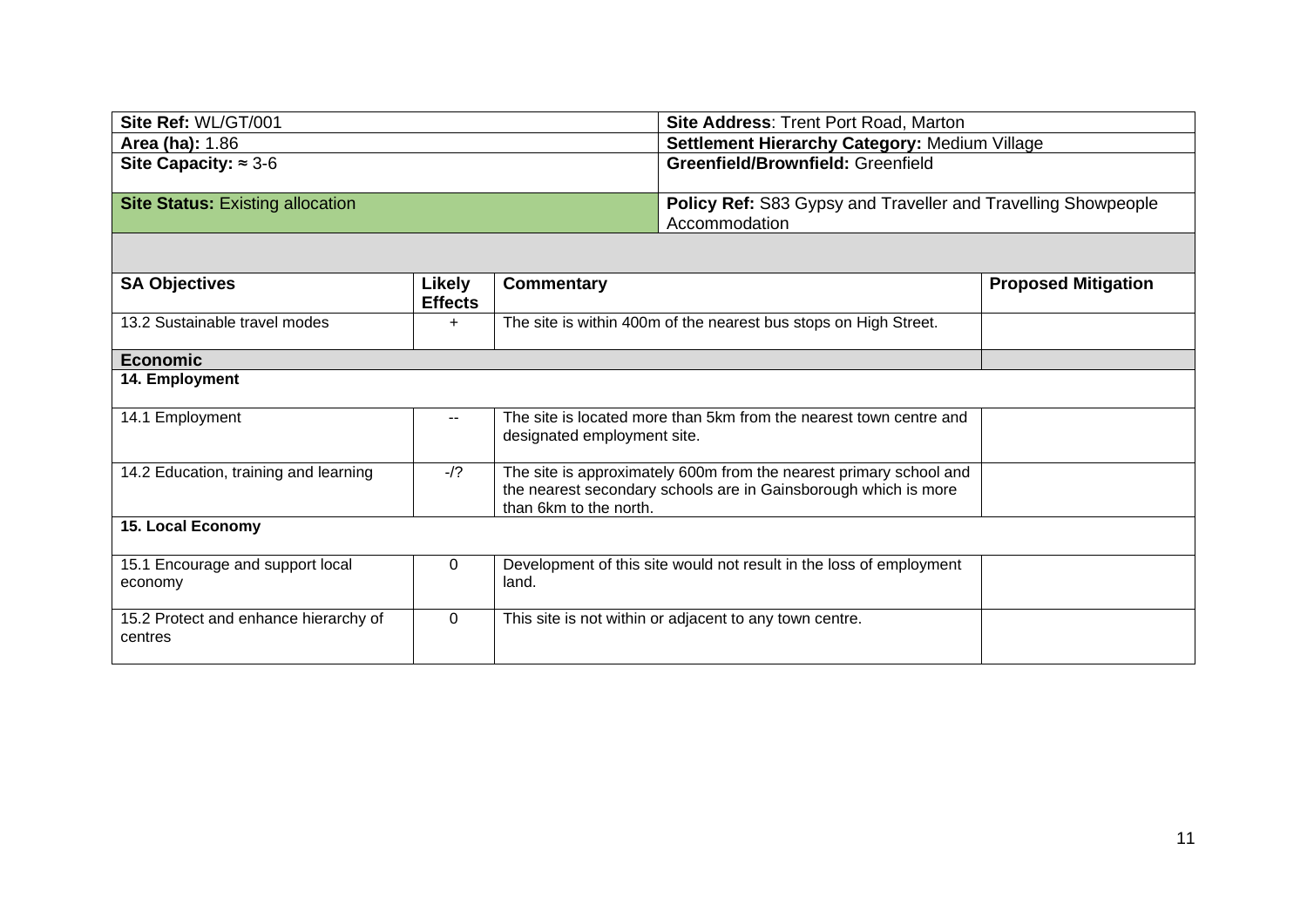| | |
|---|---|
| **Site Ref:** WL/GT/001 | **Site Address**: Trent Port Road, Marton |
| **Area (ha):** 1.86 | **Settlement Hierarchy Category:** Medium Village |
| **Site Capacity:** ≈ 3-6 | **Greenfield/Brownfield:** Greenfield |
| **Site Status:** Existing allocation | **Policy Ref:** S83 Gypsy and Traveller and Travelling Showpeople Accommodation |

| **SA Objectives** | **Likely Effects** | **Commentary** | **Proposed Mitigation** |
|---|---|---|---|
| 13.2 Sustainable travel modes | + | The site is within 400m of the nearest bus stops on High Street. | |
| **Economic** | | | |
| **14. Employment** | | | |
| 14.1 Employment | -- | The site is located more than 5km from the nearest town centre and designated employment site. | |
| 14.2 Education, training and learning | -/? | The site is approximately 600m from the nearest primary school and the nearest secondary schools are in Gainsborough which is more than 6km to the north. | |
| **15. Local Economy** | | | |
| 15.1 Encourage and support local economy | 0 | Development of this site would not result in the loss of employment land. | |
| 15.2 Protect and enhance hierarchy of centres | 0 | This site is not within or adjacent to any town centre. | |